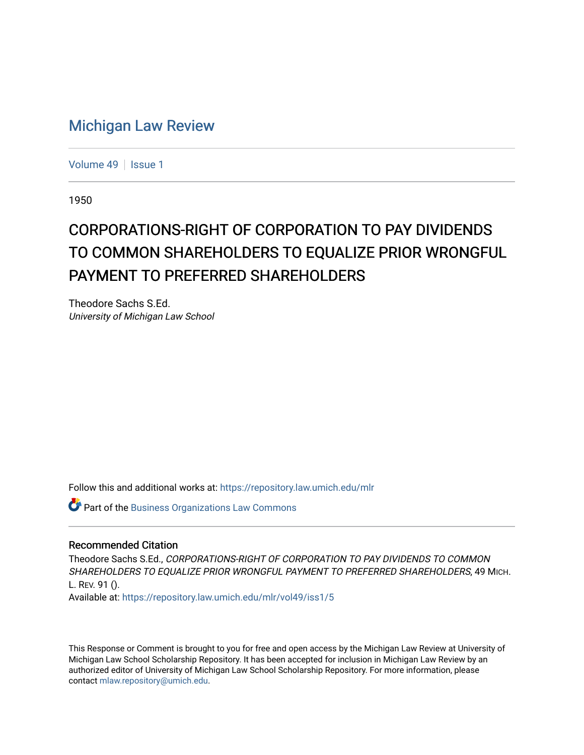# Michigan Law Review

Volume 49 | Issue 1

1950

## CORPORATIONS-RIGHT OF CORPORATION TO PAY DIVIDENDS TO COMMON SHAREHOLDERS TO EQUALIZE PRIOR WRONGFUL PAYMENT TO PREFERRED SHAREHOLDERS

Theodore Sachs S.Ed.
*University of Michigan Law School*

Follow this and additional works at: https://repository.law.umich.edu/mlr

Part of the Business Organizations Law Commons

### Recommended Citation

Theodore Sachs S.Ed., *CORPORATIONS-RIGHT OF CORPORATION TO PAY DIVIDENDS TO COMMON SHAREHOLDERS TO EQUALIZE PRIOR WRONGFUL PAYMENT TO PREFERRED SHAREHOLDERS*, 49 MICH. L. REV. 91 ().
Available at: https://repository.law.umich.edu/mlr/vol49/iss1/5

This Response or Comment is brought to you for free and open access by the Michigan Law Review at University of Michigan Law School Scholarship Repository. It has been accepted for inclusion in Michigan Law Review by an authorized editor of University of Michigan Law School Scholarship Repository. For more information, please contact mlaw.repository@umich.edu.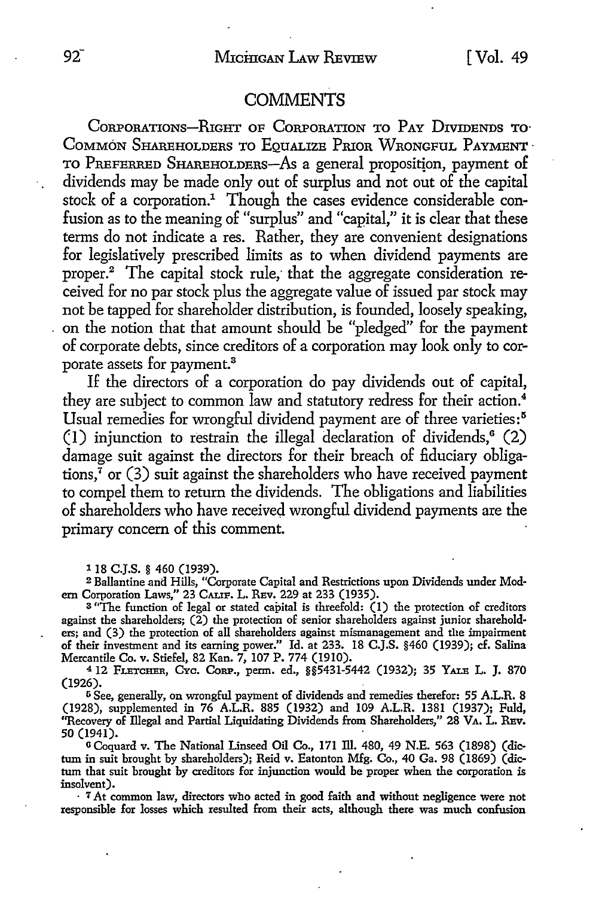## COMMENTS

Corporations—Right of Corporation to Pay Dividends to Common Shareholders to Equalize Prior Wrongful Payment to Preferred Shareholders—As a general proposition, payment of dividends may be made only out of surplus and not out of the capital stock of a corporation.[1] Though the cases evidence considerable confusion as to the meaning of "surplus" and "capital," it is clear that these terms do not indicate a res. Rather, they are convenient designations for legislatively prescribed limits as to when dividend payments are proper.[2] The capital stock rule, that the aggregate consideration received for no par stock plus the aggregate value of issued par stock may not be tapped for shareholder distribution, is founded, loosely speaking, on the notion that that amount should be "pledged" for the payment of corporate debts, since creditors of a corporation may look only to corporate assets for payment.[3]

If the directors of a corporation do pay dividends out of capital, they are subject to common law and statutory redress for their action.[4] Usual remedies for wrongful dividend payment are of three varieties:[5] (1) injunction to restrain the illegal declaration of dividends,[6] (2) damage suit against the directors for their breach of fiduciary obligations,[7] or (3) suit against the shareholders who have received payment to compel them to return the dividends. The obligations and liabilities of shareholders who have received wrongful dividend payments are the primary concern of this comment.

---

[1] 18 C.J.S. § 460 (1939).

[2] Ballantine and Hills, "Corporate Capital and Restrictions upon Dividends under Modern Corporation Laws," 23 Calif. L. Rev. 229 at 233 (1935).

[3] "The function of legal or stated capital is threefold: (1) the protection of creditors against the shareholders; (2) the protection of senior shareholders against junior shareholders; and (3) the protection of all shareholders against mismanagement and the impairment of their investment and its earning power." Id. at 233. 18 C.J.S. §460 (1939); cf. Salina Mercantile Co. v. Stiefel, 82 Kan. 7, 107 P. 774 (1910).

[4] 12 Fletcher, Cyc. Corp., perm. ed., §§5431-5442 (1932); 35 Yale L. J. 870 (1926).

[5] See, generally, on wrongful payment of dividends and remedies therefor: 55 A.L.R. 8 (1928), supplemented in 76 A.L.R. 885 (1932) and 109 A.L.R. 1381 (1937); Fuld, "Recovery of Illegal and Partial Liquidating Dividends from Shareholders," 28 Va. L. Rev. 50 (1941).

[6] Coquard v. The National Linseed Oil Co., 171 Ill. 480, 49 N.E. 563 (1898) (dictum in suit brought by shareholders); Reid v. Eatonton Mfg. Co., 40 Ga. 98 (1869) (dictum that suit brought by creditors for injunction would be proper when the corporation is insolvent).

[7] At common law, directors who acted in good faith and without negligence were not responsible for losses which resulted from their acts, although there was much confusion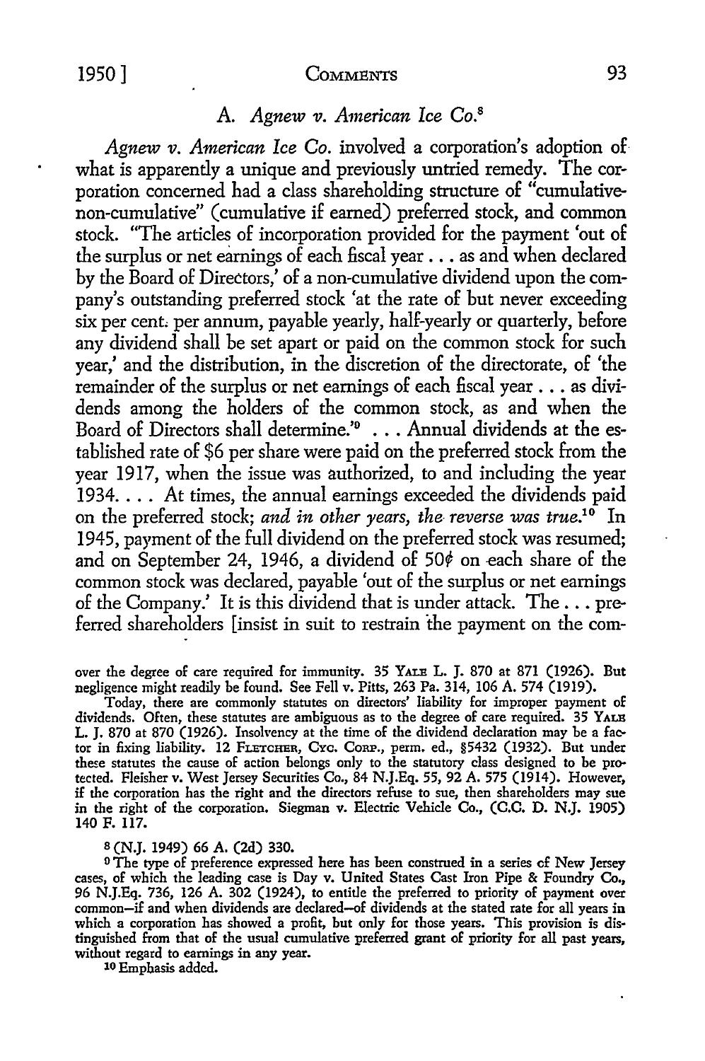### A. *Agnew v. American Ice Co.*[8]

*Agnew v. American Ice Co.* involved a corporation's adoption of what is apparently a unique and previously untried remedy. The corporation concerned had a class shareholding structure of "cumulative-non-cumulative" (cumulative if earned) preferred stock, and common stock. "The articles of incorporation provided for the payment 'out of the surplus or net earnings of each fiscal year . . . as and when declared by the Board of Directors,' of a non-cumulative dividend upon the company's outstanding preferred stock 'at the rate of but never exceeding six per cent. per annum, payable yearly, half-yearly or quarterly, before any dividend shall be set apart or paid on the common stock for such year,' and the distribution, in the discretion of the directorate, of 'the remainder of the surplus or net earnings of each fiscal year . . . as dividends among the holders of the common stock, as and when the Board of Directors shall determine.'[9] . . . Annual dividends at the established rate of $6 per share were paid on the preferred stock from the year 1917, when the issue was authorized, to and including the year 1934. . . . At times, the annual earnings exceeded the dividends paid on the preferred stock; *and in other years, the reverse was true.*[10] In 1945, payment of the full dividend on the preferred stock was resumed; and on September 24, 1946, a dividend of 50¢ on each share of the common stock was declared, payable 'out of the surplus or net earnings of the Company.' It is this dividend that is under attack. The . . . preferred shareholders [insist in suit to restrain the payment on the com-

---

over the degree of care required for immunity. 35 YALE L. J. 870 at 871 (1926). But negligence might readily be found. See Fell v. Pitts, 263 Pa. 314, 106 A. 574 (1919).

Today, there are commonly statutes on directors' liability for improper payment of dividends. Often, these statutes are ambiguous as to the degree of care required. 35 YALE L. J. 870 at 870 (1926). Insolvency at the time of the dividend declaration may be a factor in fixing liability. 12 FLETCHER, CYC. CORP., perm. ed., §5432 (1932). But under these statutes the cause of action belongs only to the statutory class designed to be protected. Fleisher v. West Jersey Securities Co., 84 N.J.Eq. 55, 92 A. 575 (1914). However, if the corporation has the right and the directors refuse to sue, then shareholders may sue in the right of the corporation. Siegman v. Electric Vehicle Co., (C.C. D. N.J. 1905) 140 F. 117.

[8] (N.J. 1949) 66 A. (2d) 330.

[9] The type of preference expressed here has been construed in a series of New Jersey cases, of which the leading case is Day v. United States Cast Iron Pipe & Foundry Co., 96 N.J.Eq. 736, 126 A. 302 (1924), to entitle the preferred to priority of payment over common—if and when dividends are declared—of dividends at the stated rate for all years in which a corporation has showed a profit, but only for those years. This provision is distinguished from that of the usual cumulative preferred grant of priority for all past years, without regard to earnings in any year.

[10] Emphasis added.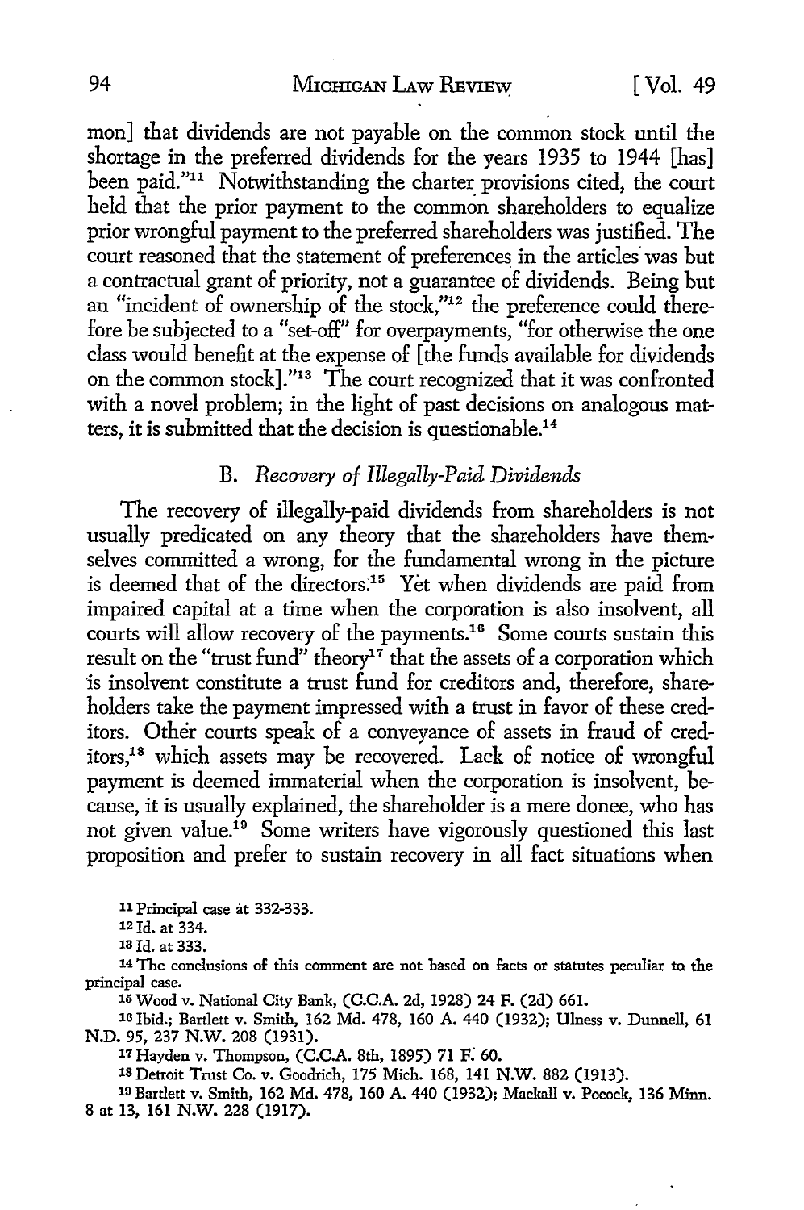mon] that dividends are not payable on the common stock until the shortage in the preferred dividends for the years 1935 to 1944 [has] been paid."[11] Notwithstanding the charter provisions cited, the court held that the prior payment to the common shareholders to equalize prior wrongful payment to the preferred shareholders was justified. The court reasoned that the statement of preferences in the articles was but a contractual grant of priority, not a guarantee of dividends. Being but an "incident of ownership of the stock,"[12] the preference could therefore be subjected to a "set-off" for overpayments, "for otherwise the one class would benefit at the expense of [the funds available for dividends on the common stock]."[13] The court recognized that it was confronted with a novel problem; in the light of past decisions on analogous matters, it is submitted that the decision is questionable.[14]

### B. *Recovery of Illegally-Paid Dividends*

The recovery of illegally-paid dividends from shareholders is not usually predicated on any theory that the shareholders have themselves committed a wrong, for the fundamental wrong in the picture is deemed that of the directors.[15] Yet when dividends are paid from impaired capital at a time when the corporation is also insolvent, all courts will allow recovery of the payments.[16] Some courts sustain this result on the "trust fund" theory[17] that the assets of a corporation which is insolvent constitute a trust fund for creditors and, therefore, shareholders take the payment impressed with a trust in favor of these creditors. Other courts speak of a conveyance of assets in fraud of creditors,[18] which assets may be recovered. Lack of notice of wrongful payment is deemed immaterial when the corporation is insolvent, because, it is usually explained, the shareholder is a mere donee, who has not given value.[19] Some writers have vigorously questioned this last proposition and prefer to sustain recovery in all fact situations when

---

[11] Principal case at 332-333.

[12] Id. at 334.

[13] Id. at 333.

[14] The conclusions of this comment are not based on facts or statutes peculiar to the principal case.

[15] Wood v. National City Bank, (C.C.A. 2d, 1928) 24 F. (2d) 661.

[16] Ibid.; Bartlett v. Smith, 162 Md. 478, 160 A. 440 (1932); Ulness v. Dunnell, 61 N.D. 95, 237 N.W. 208 (1931).

[17] Hayden v. Thompson, (C.C.A. 8th, 1895) 71 F. 60.

[18] Detroit Trust Co. v. Goodrich, 175 Mich. 168, 141 N.W. 882 (1913).

[19] Bartlett v. Smith, 162 Md. 478, 160 A. 440 (1932); Mackall v. Pocock, 136 Minn. 8 at 13, 161 N.W. 228 (1917).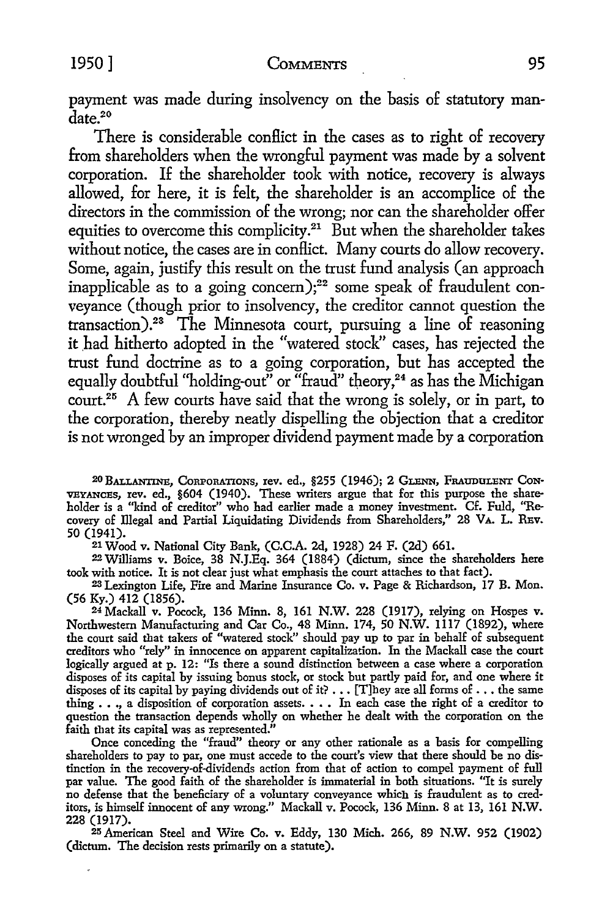payment was made during insolvency on the basis of statutory mandate.[20]

There is considerable conflict in the cases as to right of recovery from shareholders when the wrongful payment was made by a solvent corporation. If the shareholder took with notice, recovery is always allowed, for here, it is felt, the shareholder is an accomplice of the directors in the commission of the wrong; nor can the shareholder offer equities to overcome this complicity.[21] But when the shareholder takes without notice, the cases are in conflict. Many courts do allow recovery. Some, again, justify this result on the trust fund analysis (an approach inapplicable as to a going concern);[22] some speak of fraudulent conveyance (though prior to insolvency, the creditor cannot question the transaction).[23] The Minnesota court, pursuing a line of reasoning it had hitherto adopted in the "watered stock" cases, has rejected the trust fund doctrine as to a going corporation, but has accepted the equally doubtful "holding-out" or "fraud" theory,[24] as has the Michigan court.[25] A few courts have said that the wrong is solely, or in part, to the corporation, thereby neatly dispelling the objection that a creditor is not wronged by an improper dividend payment made by a corporation

---

[20] BALLANTINE, CORPORATIONS, rev. ed., §255 (1946); 2 GLENN, FRAUDULENT CONVEYANCES, rev. ed., §604 (1940). These writers argue that for this purpose the shareholder is a "kind of creditor" who had earlier made a money investment. Cf. Fuld, "Recovery of Illegal and Partial Liquidating Dividends from Shareholders," 28 VA. L. REV. 50 (1941).

[21] Wood v. National City Bank, (C.C.A. 2d, 1928) 24 F. (2d) 661.

[22] Williams v. Boice, 38 N.J.Eq. 364 (1884) (dictum, since the shareholders here took with notice. It is not clear just what emphasis the court attaches to that fact).

[23] Lexington Life, Fire and Marine Insurance Co. v. Page & Richardson, 17 B. Mon. (56 Ky.) 412 (1856).

[24] Mackall v. Pocock, 136 Minn. 8, 161 N.W. 228 (1917), relying on Hospes v. Northwestern Manufacturing and Car Co., 48 Minn. 174, 50 N.W. 1117 (1892), where the court said that takers of "watered stock" should pay up to par in behalf of subsequent creditors who "rely" in innocence on apparent capitalization. In the Mackall case the court logically argued at p. 12: "Is there a sound distinction between a case where a corporation disposes of its capital by issuing bonus stock, or stock but partly paid for, and one where it disposes of its capital by paying dividends out of it? . . . [T]hey are all forms of . . . the same thing . . ., a disposition of corporation assets. . . . In each case the right of a creditor to question the transaction depends wholly on whether he dealt with the corporation on the faith that its capital was as represented."

Once conceding the "fraud" theory or any other rationale as a basis for compelling shareholders to pay to par, one must accede to the court's view that there should be no distinction in the recovery-of-dividends action from that of action to compel payment of full par value. The good faith of the shareholder is immaterial in both situations. "It is surely no defense that the beneficiary of a voluntary conveyance which is fraudulent as to creditors, is himself innocent of any wrong." Mackall v. Pocock, 136 Minn. 8 at 13, 161 N.W. 228 (1917).

[25] American Steel and Wire Co. v. Eddy, 130 Mich. 266, 89 N.W. 952 (1902) (dictum. The decision rests primarily on a statute).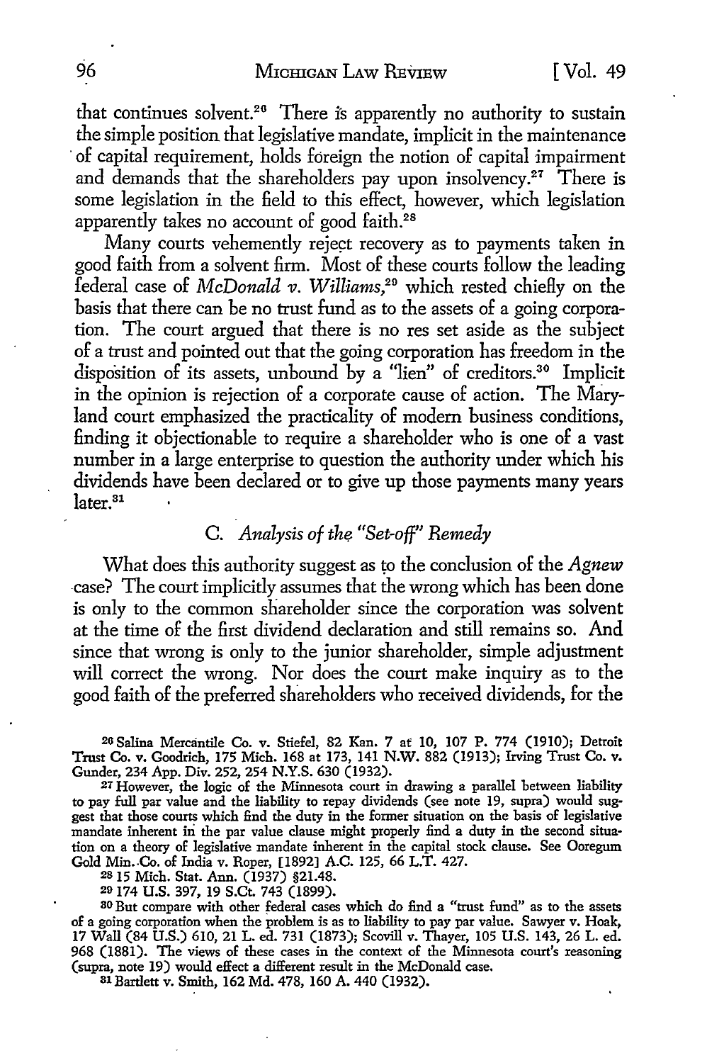that continues solvent.[26] There is apparently no authority to sustain the simple position that legislative mandate, implicit in the maintenance of capital requirement, holds foreign the notion of capital impairment and demands that the shareholders pay upon insolvency.[27] There is some legislation in the field to this effect, however, which legislation apparently takes no account of good faith.[28]

Many courts vehemently reject recovery as to payments taken in good faith from a solvent firm. Most of these courts follow the leading federal case of *McDonald v. Williams*,[29] which rested chiefly on the basis that there can be no trust fund as to the assets of a going corporation. The court argued that there is no res set aside as the subject of a trust and pointed out that the going corporation has freedom in the disposition of its assets, unbound by a "lien" of creditors.[30] Implicit in the opinion is rejection of a corporate cause of action. The Maryland court emphasized the practicality of modern business conditions, finding it objectionable to require a shareholder who is one of a vast number in a large enterprise to question the authority under which his dividends have been declared or to give up those payments many years later.[31]

### C. *Analysis of the "Set-off" Remedy*

What does this authority suggest as to the conclusion of the *Agnew* case? The court implicitly assumes that the wrong which has been done is only to the common shareholder since the corporation was solvent at the time of the first dividend declaration and still remains so. And since that wrong is only to the junior shareholder, simple adjustment will correct the wrong. Nor does the court make inquiry as to the good faith of the preferred shareholders who received dividends, for the

---

[26] Salina Mercantile Co. v. Stiefel, 82 Kan. 7 at 10, 107 P. 774 (1910); Detroit Trust Co. v. Goodrich, 175 Mich. 168 at 173, 141 N.W. 882 (1913); Irving Trust Co. v. Gunder, 234 App. Div. 252, 254 N.Y.S. 630 (1932).

[27] However, the logic of the Minnesota court in drawing a parallel between liability to pay full par value and the liability to repay dividends (see note 19, supra) would suggest that those courts which find the duty in the former situation on the basis of legislative mandate inherent in the par value clause might properly find a duty in the second situation on a theory of legislative mandate inherent in the capital stock clause. See Ooregum Gold Min. Co. of India v. Roper, [1892] A.C. 125, 66 L.T. 427.

[28] 15 Mich. Stat. Ann. (1937) §21.48.

[29] 174 U.S. 397, 19 S.Ct. 743 (1899).

[30] But compare with other federal cases which do find a "trust fund" as to the assets of a going corporation when the problem is as to liability to pay par value. Sawyer v. Hoak, 17 Wall (84 U.S.) 610, 21 L. ed. 731 (1873); Scovill v. Thayer, 105 U.S. 143, 26 L. ed. 968 (1881). The views of these cases in the context of the Minnesota court's reasoning (supra, note 19) would effect a different result in the McDonald case.

[31] Bartlett v. Smith, 162 Md. 478, 160 A. 440 (1932).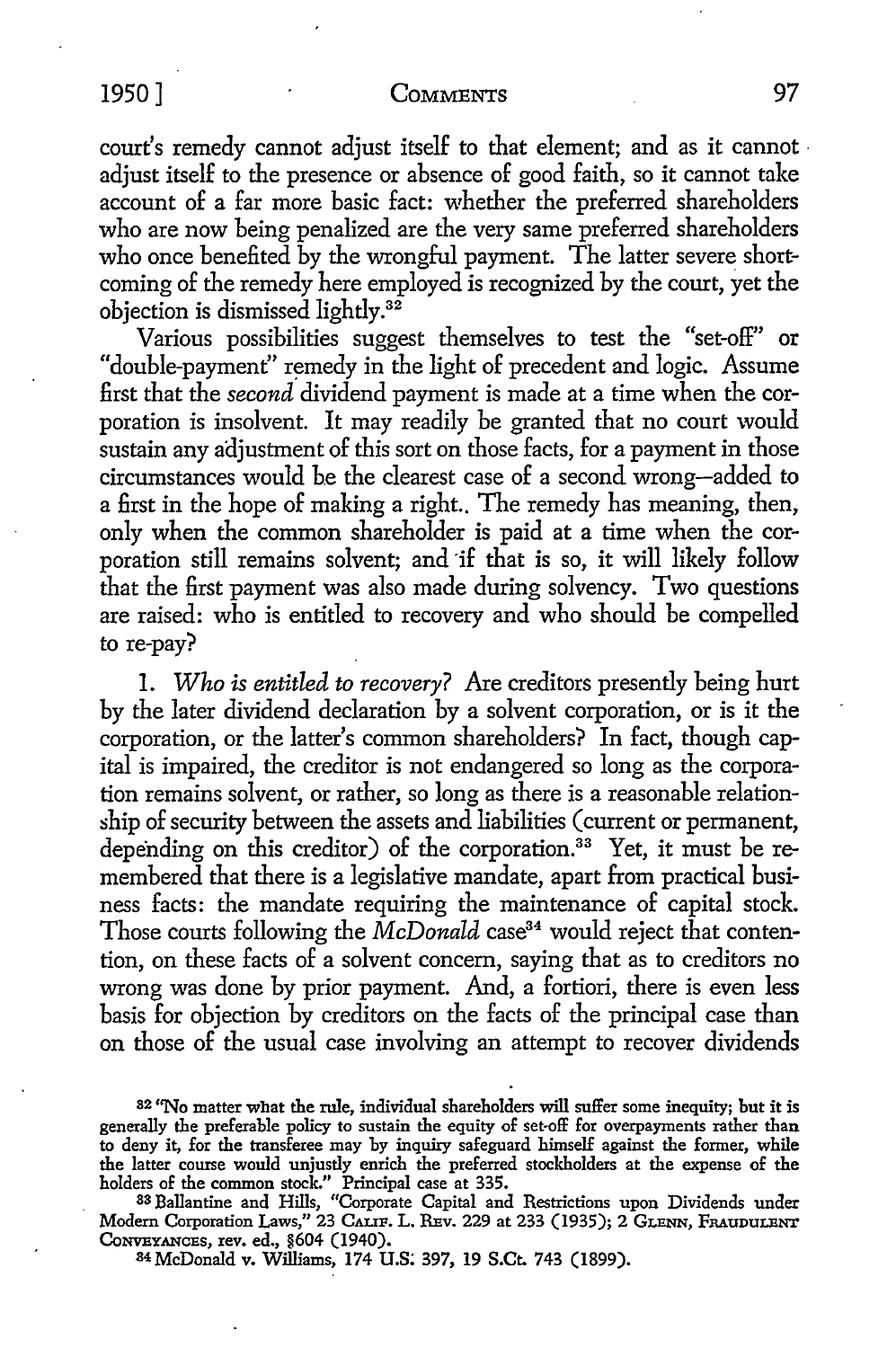court's remedy cannot adjust itself to that element; and as it cannot adjust itself to the presence or absence of good faith, so it cannot take account of a far more basic fact: whether the preferred shareholders who are now being penalized are the very same preferred shareholders who once benefited by the wrongful payment. The latter severe shortcoming of the remedy here employed is recognized by the court, yet the objection is dismissed lightly.[32]

Various possibilities suggest themselves to test the "set-off" or "double-payment" remedy in the light of precedent and logic. Assume first that the *second* dividend payment is made at a time when the corporation is insolvent. It may readily be granted that no court would sustain any adjustment of this sort on those facts, for a payment in those circumstances would be the clearest case of a second wrong—added to a first in the hope of making a right.. The remedy has meaning, then, only when the common shareholder is paid at a time when the corporation still remains solvent; and if that is so, it will likely follow that the first payment was also made during solvency. Two questions are raised: who is entitled to recovery and who should be compelled to re-pay?

1. *Who is entitled to recovery?* Are creditors presently being hurt by the later dividend declaration by a solvent corporation, or is it the corporation, or the latter's common shareholders? In fact, though capital is impaired, the creditor is not endangered so long as the corporation remains solvent, or rather, so long as there is a reasonable relationship of security between the assets and liabilities (current or permanent, depending on this creditor) of the corporation.[33] Yet, it must be remembered that there is a legislative mandate, apart from practical business facts: the mandate requiring the maintenance of capital stock. Those courts following the *McDonald* case[34] would reject that contention, on these facts of a solvent concern, saying that as to creditors no wrong was done by prior payment. And, a fortiori, there is even less basis for objection by creditors on the facts of the principal case than on those of the usual case involving an attempt to recover dividends

---

[32] "No matter what the rule, individual shareholders will suffer some inequity; but it is generally the preferable policy to sustain the equity of set-off for overpayments rather than to deny it, for the transferee may by inquiry safeguard himself against the former, while the latter course would unjustly enrich the preferred stockholders at the expense of the holders of the common stock." Principal case at 335.

[33] Ballantine and Hills, "Corporate Capital and Restrictions upon Dividends under Modern Corporation Laws," 23 CALIF. L. REV. 229 at 233 (1935); 2 GLENN, FRAUDULENT CONVEYANCES, rev. ed., §604 (1940).

[34] McDonald v. Williams, 174 U.S. 397, 19 S.Ct. 743 (1899).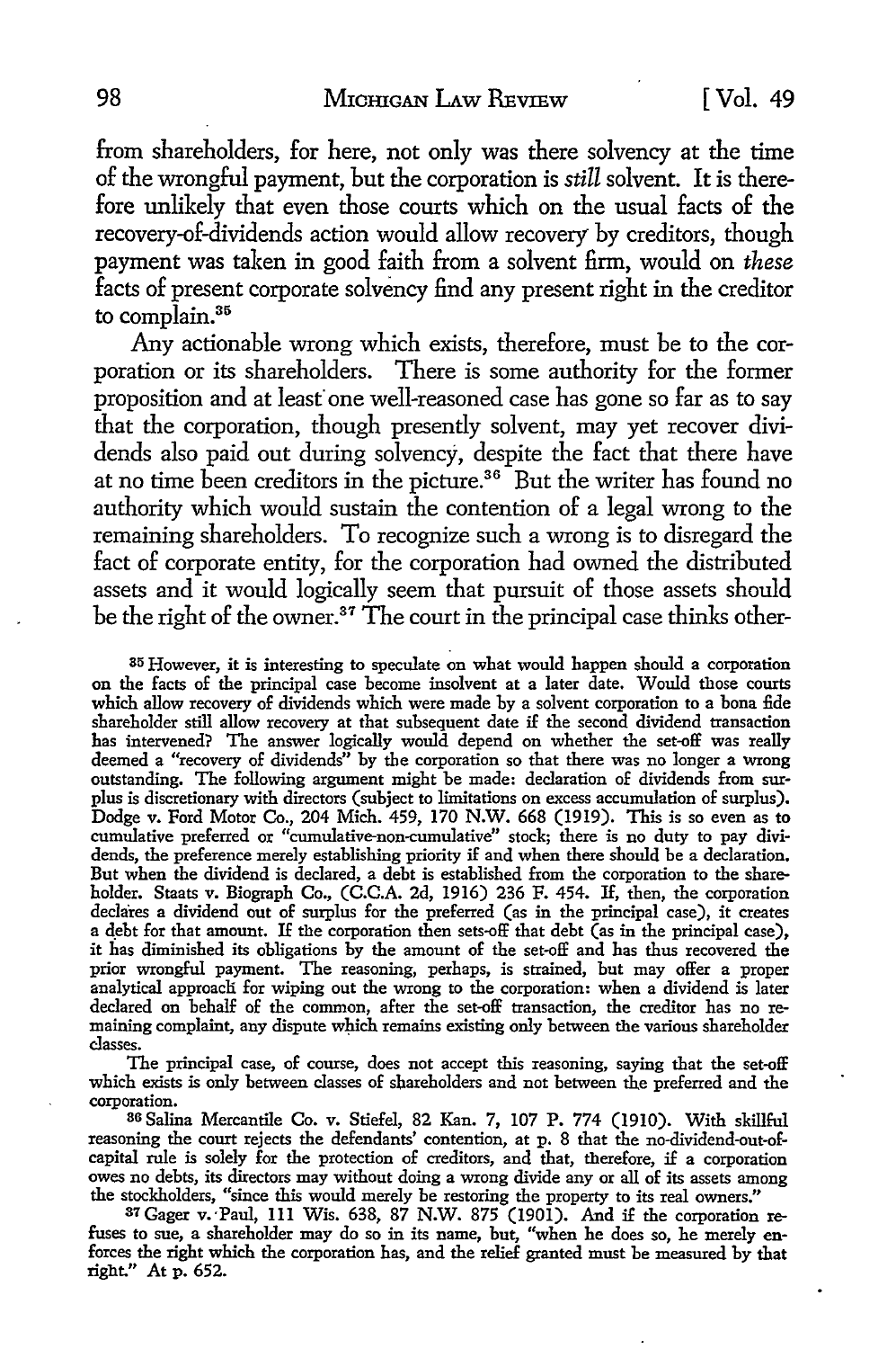from shareholders, for here, not only was there solvency at the time of the wrongful payment, but the corporation is *still* solvent. It is therefore unlikely that even those courts which on the usual facts of the recovery-of-dividends action would allow recovery by creditors, though payment was taken in good faith from a solvent firm, would on *these* facts of present corporate solvency find any present right in the creditor to complain.[35]

Any actionable wrong which exists, therefore, must be to the corporation or its shareholders. There is some authority for the former proposition and at least one well-reasoned case has gone so far as to say that the corporation, though presently solvent, may yet recover dividends also paid out during solvency, despite the fact that there have at no time been creditors in the picture.[36] But the writer has found no authority which would sustain the contention of a legal wrong to the remaining shareholders. To recognize such a wrong is to disregard the fact of corporate entity, for the corporation had owned the distributed assets and it would logically seem that pursuit of those assets should be the right of the owner.[37] The court in the principal case thinks other-

[35] However, it is interesting to speculate on what would happen should a corporation on the facts of the principal case become insolvent at a later date. Would those courts which allow recovery of dividends which were made by a solvent corporation to a bona fide shareholder still allow recovery at that subsequent date if the second dividend transaction has intervened? The answer logically would depend on whether the set-off was really deemed a "recovery of dividends" by the corporation so that there was no longer a wrong outstanding. The following argument might be made: declaration of dividends from surplus is discretionary with directors (subject to limitations on excess accumulation of surplus). Dodge v. Ford Motor Co., 204 Mich. 459, 170 N.W. 668 (1919). This is so even as to cumulative preferred or "cumulative-non-cumulative" stock; there is no duty to pay dividends, the preference merely establishing priority if and when there should be a declaration. But when the dividend is declared, a debt is established from the corporation to the shareholder. Staats v. Biograph Co., (C.C.A. 2d, 1916) 236 F. 454. If, then, the corporation declares a dividend out of surplus for the preferred (as in the principal case), it creates a debt for that amount. If the corporation then sets-off that debt (as in the principal case), it has diminished its obligations by the amount of the set-off and has thus recovered the prior wrongful payment. The reasoning, perhaps, is strained, but may offer a proper analytical approach for wiping out the wrong to the corporation: when a dividend is later declared on behalf of the common, after the set-off transaction, the creditor has no remaining complaint, any dispute which remains existing only between the various shareholder classes.

The principal case, of course, does not accept this reasoning, saying that the set-off which exists is only between classes of shareholders and not between the preferred and the corporation.

[36] Salina Mercantile Co. v. Stiefel, 82 Kan. 7, 107 P. 774 (1910). With skillful reasoning the court rejects the defendants' contention, at p. 8 that the no-dividend-out-of-capital rule is solely for the protection of creditors, and that, therefore, if a corporation owes no debts, its directors may without doing a wrong divide any or all of its assets among the stockholders, "since this would merely be restoring the property to its real owners."

[37] Gager v. Paul, 111 Wis. 638, 87 N.W. 875 (1901). And if the corporation refuses to sue, a shareholder may do so in its name, but, "when he does so, he merely enforces the right which the corporation has, and the relief granted must be measured by that right." At p. 652.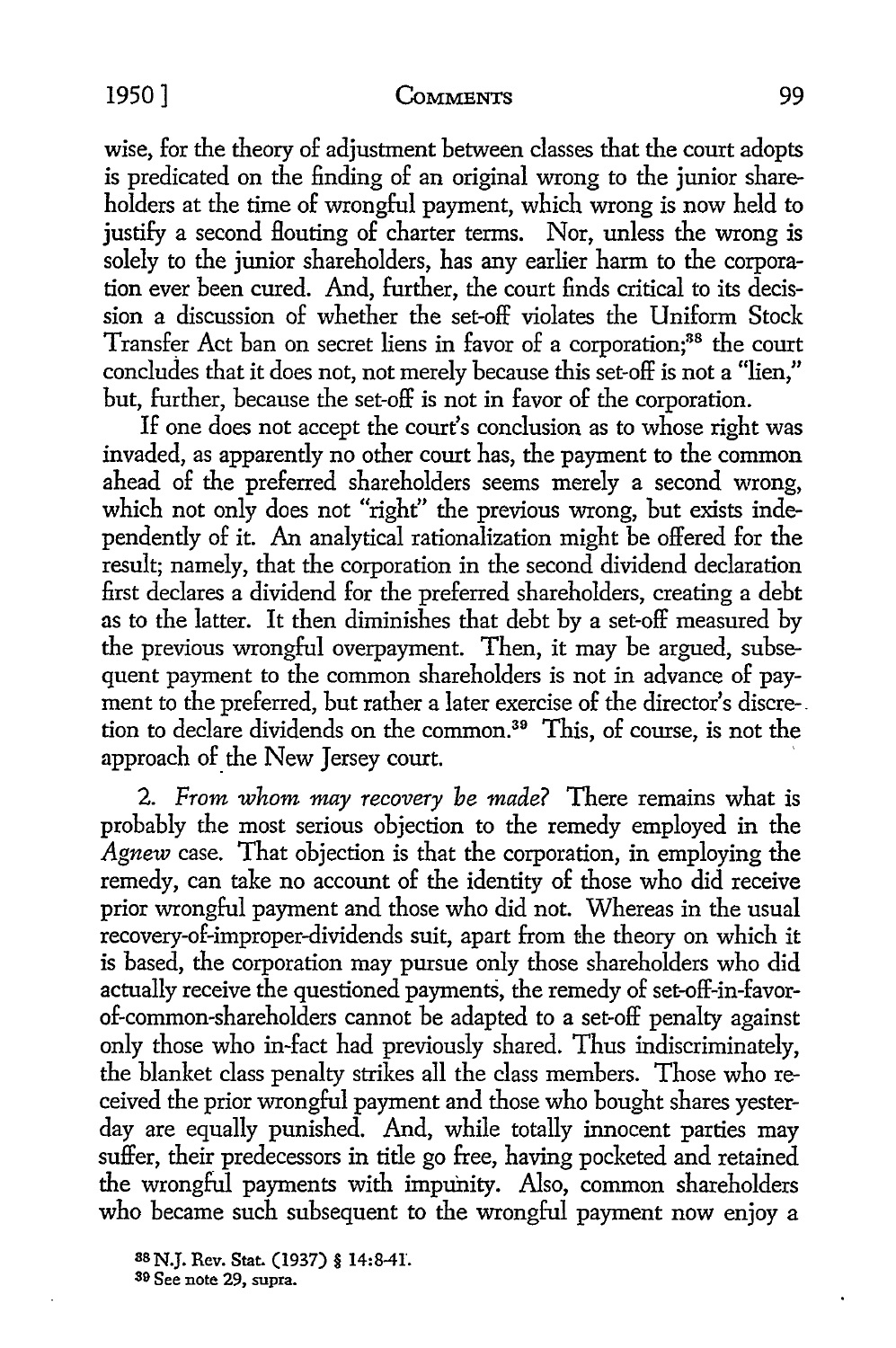wise, for the theory of adjustment between classes that the court adopts is predicated on the finding of an original wrong to the junior shareholders at the time of wrongful payment, which wrong is now held to justify a second flouting of charter terms. Nor, unless the wrong is solely to the junior shareholders, has any earlier harm to the corporation ever been cured. And, further, the court finds critical to its decision a discussion of whether the set-off violates the Uniform Stock Transfer Act ban on secret liens in favor of a corporation;[38] the court concludes that it does not, not merely because this set-off is not a "lien," but, further, because the set-off is not in favor of the corporation.

If one does not accept the court's conclusion as to whose right was invaded, as apparently no other court has, the payment to the common ahead of the preferred shareholders seems merely a second wrong, which not only does not "right" the previous wrong, but exists independently of it. An analytical rationalization might be offered for the result; namely, that the corporation in the second dividend declaration first declares a dividend for the preferred shareholders, creating a debt as to the latter. It then diminishes that debt by a set-off measured by the previous wrongful overpayment. Then, it may be argued, subsequent payment to the common shareholders is not in advance of payment to the preferred, but rather a later exercise of the director's discretion to declare dividends on the common.[39] This, of course, is not the approach of the New Jersey court.

2. *From whom may recovery be made?* There remains what is probably the most serious objection to the remedy employed in the *Agnew* case. That objection is that the corporation, in employing the remedy, can take no account of the identity of those who did receive prior wrongful payment and those who did not. Whereas in the usual recovery-of-improper-dividends suit, apart from the theory on which it is based, the corporation may pursue only those shareholders who did actually receive the questioned payments, the remedy of set-off-in-favor-of-common-shareholders cannot be adapted to a set-off penalty against only those who in-fact had previously shared. Thus indiscriminately, the blanket class penalty strikes all the class members. Those who received the prior wrongful payment and those who bought shares yesterday are equally punished. And, while totally innocent parties may suffer, their predecessors in title go free, having pocketed and retained the wrongful payments with impunity. Also, common shareholders who became such subsequent to the wrongful payment now enjoy a

[38] N.J. Rev. Stat. (1937) § 14:8-41.

[39] See note 29, supra.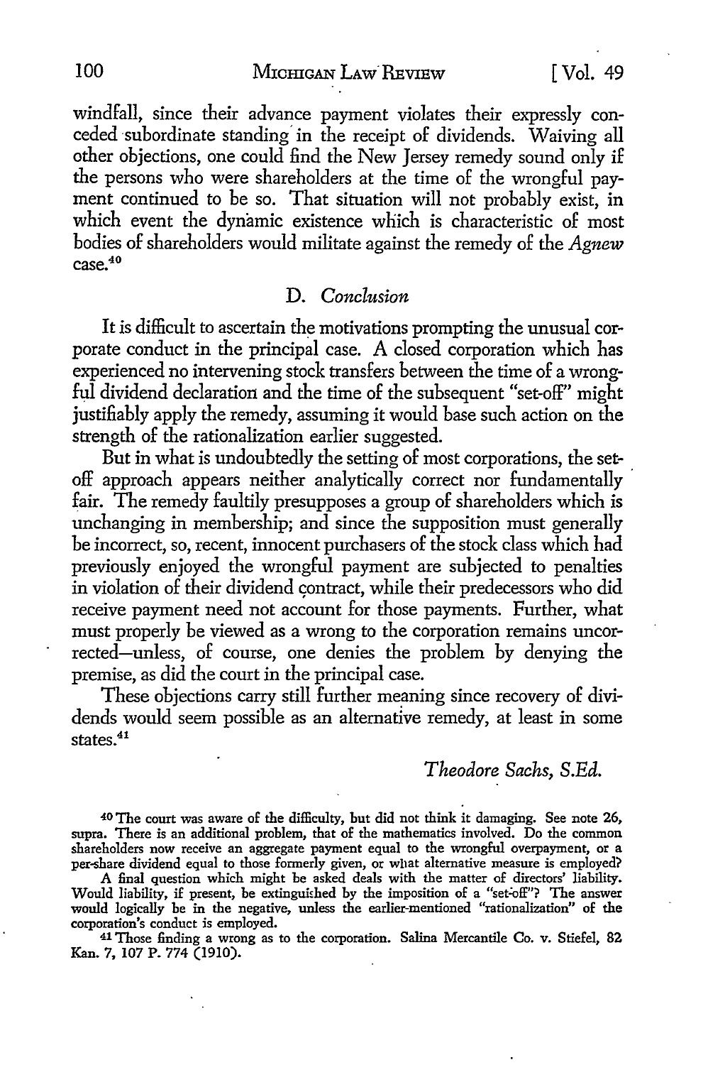windfall, since their advance payment violates their expressly conceded subordinate standing in the receipt of dividends. Waiving all other objections, one could find the New Jersey remedy sound only if the persons who were shareholders at the time of the wrongful payment continued to be so. That situation will not probably exist, in which event the dynamic existence which is characteristic of most bodies of shareholders would militate against the remedy of the *Agnew* case.[40]

### D. *Conclusion*

It is difficult to ascertain the motivations prompting the unusual corporate conduct in the principal case. A closed corporation which has experienced no intervening stock transfers between the time of a wrongful dividend declaration and the time of the subsequent "set-off" might justifiably apply the remedy, assuming it would base such action on the strength of the rationalization earlier suggested.

But in what is undoubtedly the setting of most corporations, the set-off approach appears neither analytically correct nor fundamentally fair. The remedy faultily presupposes a group of shareholders which is unchanging in membership; and since the supposition must generally be incorrect, so, recent, innocent purchasers of the stock class which had previously enjoyed the wrongful payment are subjected to penalties in violation of their dividend contract, while their predecessors who did receive payment need not account for those payments. Further, what must properly be viewed as a wrong to the corporation remains uncorrected—unless, of course, one denies the problem by denying the premise, as did the court in the principal case.

These objections carry still further meaning since recovery of dividends would seem possible as an alternative remedy, at least in some states.[41]

*Theodore Sachs, S.Ed.*

---

[40] The court was aware of the difficulty, but did not think it damaging. See note 26, supra. There is an additional problem, that of the mathematics involved. Do the common shareholders now receive an aggregate payment equal to the wrongful overpayment, or a per-share dividend equal to those formerly given, or what alternative measure is employed?

A final question which might be asked deals with the matter of directors' liability. Would liability, if present, be extinguished by the imposition of a "set-off"? The answer would logically be in the negative, unless the earlier-mentioned "rationalization" of the corporation's conduct is employed.

[41] Those finding a wrong as to the corporation. Salina Mercantile Co. v. Stiefel, 82 Kan. 7, 107 P. 774 (1910).